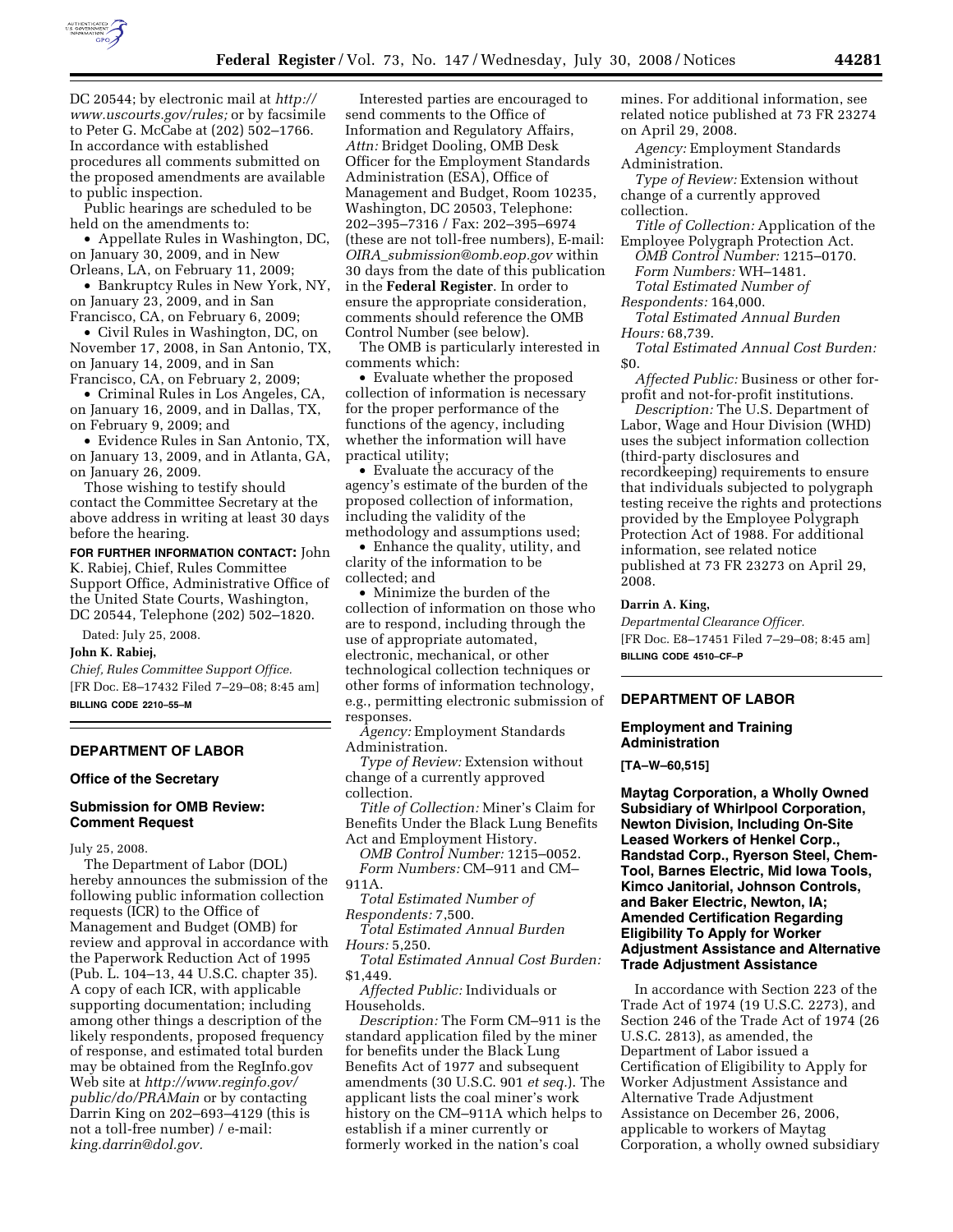DC 20544; by electronic mail at *http://www.uscourts.gov/rules;* or by facsimile to Peter G. McCabe at (202) 502–1766. In accordance with established procedures all comments submitted on the proposed amendments are available to public inspection.

Public hearings are scheduled to be held on the amendments to:

- Appellate Rules in Washington, DC, on January 30, 2009, and in New Orleans, LA, on February 11, 2009;
- Bankruptcy Rules in New York, NY, on January 23, 2009, and in San Francisco, CA, on February 6, 2009;
- Civil Rules in Washington, DC, on November 17, 2008, in San Antonio, TX, on January 14, 2009, and in San Francisco, CA, on February 2, 2009;
- Criminal Rules in Los Angeles, CA, on January 16, 2009, and in Dallas, TX, on February 9, 2009; and
- Evidence Rules in San Antonio, TX, on January 13, 2009, and in Atlanta, GA, on January 26, 2009.

Those wishing to testify should contact the Committee Secretary at the above address in writing at least 30 days before the hearing.

**FOR FURTHER INFORMATION CONTACT:** John K. Rabiej, Chief, Rules Committee Support Office, Administrative Office of the United State Courts, Washington, DC 20544, Telephone (202) 502–1820.

Dated: July 25, 2008.

**John K. Rabiej,**

*Chief, Rules Committee Support Office.*

[FR Doc. E8–17432 Filed 7–29–08; 8:45 am]

**BILLING CODE 2210–55–M**

## DEPARTMENT OF LABOR

### Office of the Secretary

### Submission for OMB Review: Comment Request

July 25, 2008.

The Department of Labor (DOL) hereby announces the submission of the following public information collection requests (ICR) to the Office of Management and Budget (OMB) for review and approval in accordance with the Paperwork Reduction Act of 1995 (Pub. L. 104–13, 44 U.S.C. chapter 35). A copy of each ICR, with applicable supporting documentation; including among other things a description of the likely respondents, proposed frequency of response, and estimated total burden may be obtained from the RegInfo.gov Web site at *http://www.reginfo.gov/public/do/PRAMain* or by contacting Darrin King on 202–693–4129 (this is not a toll-free number) / e-mail: *king.darrin@dol.gov.*

Interested parties are encouraged to send comments to the Office of Information and Regulatory Affairs, *Attn:* Bridget Dooling, OMB Desk Officer for the Employment Standards Administration (ESA), Office of Management and Budget, Room 10235, Washington, DC 20503, Telephone: 202–395–7316 / Fax: 202–395–6974 (these are not toll-free numbers), E-mail: *OIRA_submission@omb.eop.gov* within 30 days from the date of this publication in the **Federal Register**. In order to ensure the appropriate consideration, comments should reference the OMB Control Number (see below).

The OMB is particularly interested in comments which:

- Evaluate whether the proposed collection of information is necessary for the proper performance of the functions of the agency, including whether the information will have practical utility;
- Evaluate the accuracy of the agency's estimate of the burden of the proposed collection of information, including the validity of the methodology and assumptions used;
- Enhance the quality, utility, and clarity of the information to be collected; and
- Minimize the burden of the collection of information on those who are to respond, including through the use of appropriate automated, electronic, mechanical, or other technological collection techniques or other forms of information technology, e.g., permitting electronic submission of responses.

*Agency:* Employment Standards Administration.

*Type of Review:* Extension without change of a currently approved collection.

*Title of Collection:* Miner's Claim for Benefits Under the Black Lung Benefits Act and Employment History.

*OMB Control Number:* 1215–0052.

*Form Numbers:* CM–911 and CM–911A.

*Total Estimated Number of Respondents:* 7,500.

*Total Estimated Annual Burden Hours:* 5,250.

*Total Estimated Annual Cost Burden:* $1,449.

*Affected Public:* Individuals or Households.

*Description:* The Form CM–911 is the standard application filed by the miner for benefits under the Black Lung Benefits Act of 1977 and subsequent amendments (30 U.S.C. 901 *et seq.*). The applicant lists the coal miner's work history on the CM–911A which helps to establish if a miner currently or formerly worked in the nation's coal mines. For additional information, see related notice published at 73 FR 23274 on April 29, 2008.

*Agency:* Employment Standards Administration.

*Type of Review:* Extension without change of a currently approved collection.

*Title of Collection:* Application of the Employee Polygraph Protection Act.

*OMB Control Number:* 1215–0170.

*Form Numbers:* WH–1481.

*Total Estimated Number of Respondents:* 164,000.

*Total Estimated Annual Burden Hours:* 68,739.

*Total Estimated Annual Cost Burden:* $0.

*Affected Public:* Business or other for-profit and not-for-profit institutions.

*Description:* The U.S. Department of Labor, Wage and Hour Division (WHD) uses the subject information collection (third-party disclosures and recordkeeping) requirements to ensure that individuals subjected to polygraph testing receive the rights and protections provided by the Employee Polygraph Protection Act of 1988. For additional information, see related notice published at 73 FR 23273 on April 29, 2008.

**Darrin A. King,**

*Departmental Clearance Officer.*

[FR Doc. E8–17451 Filed 7–29–08; 8:45 am]

**BILLING CODE 4510–CF–P**

## DEPARTMENT OF LABOR

### Employment and Training Administration

**[TA–W–60,515]**

### Maytag Corporation, a Wholly Owned Subsidiary of Whirlpool Corporation, Newton Division, Including On-Site Leased Workers of Henkel Corp., Randstad Corp., Ryerson Steel, Chem-Tool, Barnes Electric, Mid Iowa Tools, Kimco Janitorial, Johnson Controls, and Baker Electric, Newton, IA; Amended Certification Regarding Eligibility To Apply for Worker Adjustment Assistance and Alternative Trade Adjustment Assistance

In accordance with Section 223 of the Trade Act of 1974 (19 U.S.C. 2273), and Section 246 of the Trade Act of 1974 (26 U.S.C. 2813), as amended, the Department of Labor issued a Certification of Eligibility to Apply for Worker Adjustment Assistance and Alternative Trade Adjustment Assistance on December 26, 2006, applicable to workers of Maytag Corporation, a wholly owned subsidiary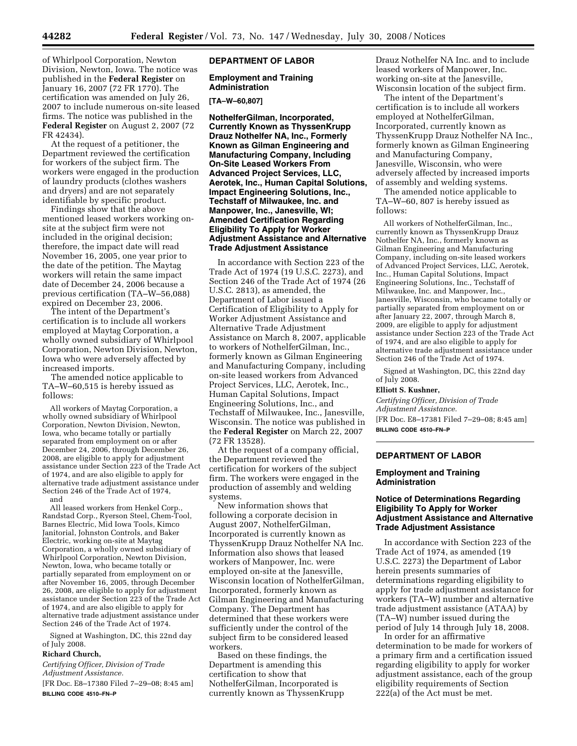of Whirlpool Corporation, Newton Division, Newton, Iowa. The notice was published in the **Federal Register** on January 16, 2007 (72 FR 1770). The certification was amended on July 26, 2007 to include numerous on-site leased firms. The notice was published in the **Federal Register** on August 2, 2007 (72 FR 42434).

At the request of a petitioner, the Department reviewed the certification for workers of the subject firm. The workers were engaged in the production of laundry products (clothes washers and dryers) and are not separately identifiable by specific product.

Findings show that the above mentioned leased workers working on-site at the subject firm were not included in the original decision; therefore, the impact date will read November 16, 2005, one year prior to the date of the petition. The Maytag workers will retain the same impact date of December 24, 2006 because a previous certification (TA–W–56,088) expired on December 23, 2006.

The intent of the Department's certification is to include all workers employed at Maytag Corporation, a wholly owned subsidiary of Whirlpool Corporation, Newton Division, Newton, Iowa who were adversely affected by increased imports.

The amended notice applicable to TA–W–60,515 is hereby issued as follows:

All workers of Maytag Corporation, a wholly owned subsidiary of Whirlpool Corporation, Newton Division, Newton, Iowa, who became totally or partially separated from employment on or after December 24, 2006, through December 26, 2008, are eligible to apply for adjustment assistance under Section 223 of the Trade Act of 1974, and are also eligible to apply for alternative trade adjustment assistance under Section 246 of the Trade Act of 1974,

and

All leased workers from Henkel Corp., Randstad Corp., Ryerson Steel, Chem-Tool, Barnes Electric, Mid Iowa Tools, Kimco Janitorial, Johnston Controls, and Baker Electric, working on-site at Maytag Corporation, a wholly owned subsidiary of Whirlpool Corporation, Newton Division, Newton, Iowa, who became totally or partially separated from employment on or after November 16, 2005, through December 26, 2008, are eligible to apply for adjustment assistance under Section 223 of the Trade Act of 1974, and are also eligible to apply for alternative trade adjustment assistance under Section 246 of the Trade Act of 1974.

Signed at Washington, DC, this 22nd day of July 2008.

**Richard Church,**

*Certifying Officer, Division of Trade Adjustment Assistance.*

[FR Doc. E8–17380 Filed 7–29–08; 8:45 am]

**BILLING CODE 4510–FN–P**

## DEPARTMENT OF LABOR

### Employment and Training Administration

**[TA–W–60,807]**

### NothelferGilman, Incorporated, Currently Known as ThyssenKrupp Drauz Nothelfer NA, Inc., Formerly Known as Gilman Engineering and Manufacturing Company, Including On-Site Leased Workers From Advanced Project Services, LLC, Aerotek, Inc., Human Capital Solutions, Impact Engineering Solutions, Inc., Techstaff of Milwaukee, Inc. and Manpower, Inc., Janesville, WI; Amended Certification Regarding Eligibility To Apply for Worker Adjustment Assistance and Alternative Trade Adjustment Assistance

In accordance with Section 223 of the Trade Act of 1974 (19 U.S.C. 2273), and Section 246 of the Trade Act of 1974 (26 U.S.C. 2813), as amended, the Department of Labor issued a Certification of Eligibility to Apply for Worker Adjustment Assistance and Alternative Trade Adjustment Assistance on March 8, 2007, applicable to workers of NothelferGilman, Inc., formerly known as Gilman Engineering and Manufacturing Company, including on-site leased workers from Advanced Project Services, LLC, Aerotek, Inc., Human Capital Solutions, Impact Engineering Solutions, Inc., and Techstaff of Milwaukee, Inc., Janesville, Wisconsin. The notice was published in the **Federal Register** on March 22, 2007 (72 FR 13528).

At the request of a company official, the Department reviewed the certification for workers of the subject firm. The workers were engaged in the production of assembly and welding systems.

New information shows that following a corporate decision in August 2007, NothelferGilman, Incorporated is currently known as ThyssenKrupp Drauz Nothelfer NA Inc. Information also shows that leased workers of Manpower, Inc. were employed on-site at the Janesville, Wisconsin location of NothelferGilman, Incorporated, formerly known as Gilman Engineering and Manufacturing Company. The Department has determined that these workers were sufficiently under the control of the subject firm to be considered leased workers.

Based on these findings, the Department is amending this certification to show that NothelferGilman, Incorporated is currently known as ThyssenKrupp Drauz Nothelfer NA Inc. and to include leased workers of Manpower, Inc. working on-site at the Janesville, Wisconsin location of the subject firm.

The intent of the Department's certification is to include all workers employed at NothelferGilman, Incorporated, currently known as ThyssenKrupp Drauz Nothelfer NA Inc., formerly known as Gilman Engineering and Manufacturing Company, Janesville, Wisconsin, who were adversely affected by increased imports of assembly and welding systems.

The amended notice applicable to TA–W–60, 807 is hereby issued as follows:

All workers of NothelferGilman, Inc., currently known as ThyssenKrupp Drauz Nothelfer NA, Inc., formerly known as Gilman Engineering and Manufacturing Company, including on-site leased workers of Advanced Project Services, LLC, Aerotek, Inc., Human Capital Solutions, Impact Engineering Solutions, Inc., Techstaff of Milwaukee, Inc. and Manpower, Inc., Janesville, Wisconsin, who became totally or partially separated from employment on or after January 22, 2007, through March 8, 2009, are eligible to apply for adjustment assistance under Section 223 of the Trade Act of 1974, and are also eligible to apply for alternative trade adjustment assistance under Section 246 of the Trade Act of 1974.

Signed at Washington, DC, this 22nd day of July 2008.

**Elliott S. Kushner,**

*Certifying Officer, Division of Trade Adjustment Assistance.*

[FR Doc. E8–17381 Filed 7–29–08; 8:45 am]

**BILLING CODE 4510–FN–P**

## DEPARTMENT OF LABOR

### Employment and Training Administration

### Notice of Determinations Regarding Eligibility To Apply for Worker Adjustment Assistance and Alternative Trade Adjustment Assistance

In accordance with Section 223 of the Trade Act of 1974, as amended (19 U.S.C. 2273) the Department of Labor herein presents summaries of determinations regarding eligibility to apply for trade adjustment assistance for workers (TA–W) number and alternative trade adjustment assistance (ATAA) by (TA–W) number issued during the period of July 14 through July 18, 2008.

In order for an affirmative determination to be made for workers of a primary firm and a certification issued regarding eligibility to apply for worker adjustment assistance, each of the group eligibility requirements of Section 222(a) of the Act must be met.